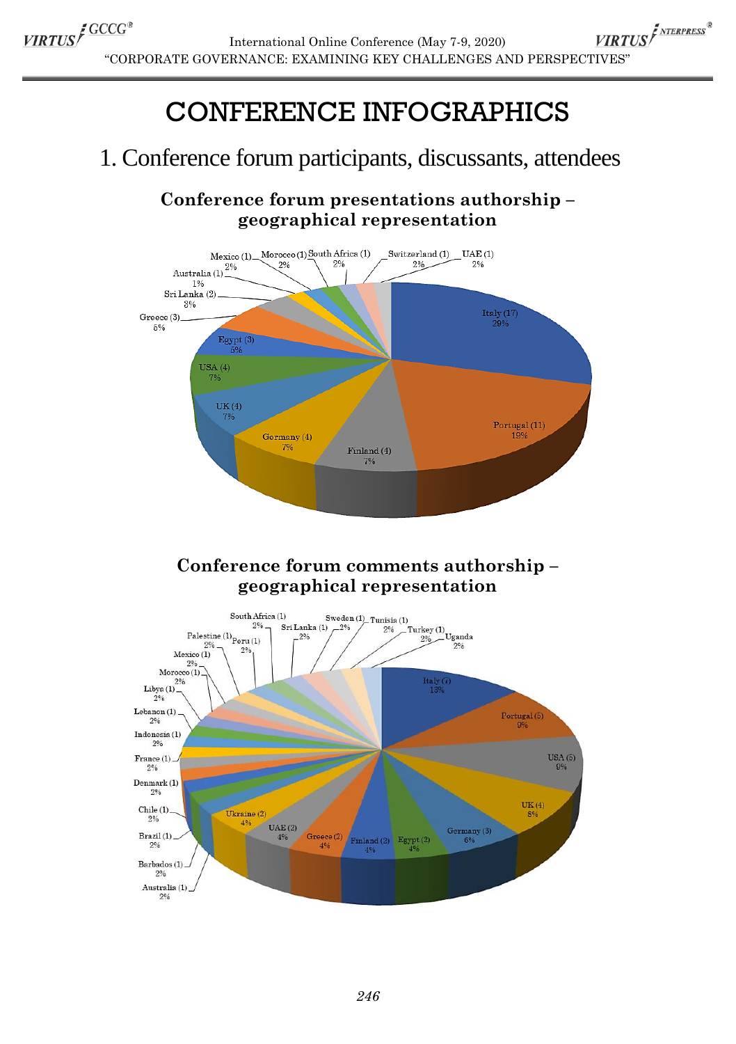# CONFERENCE INFOGRAPHICS

## 1. Conference forum participants, discussants, attendees

### Conference forum presentations authorship – geographical representation

Italy (17) 29%
Portugal (11) 19%
Finland (4) 7%
Germany (4) 7%
UK (4) 7%
USA (4) 7%
Egypt (3) 5%
Greece (3) 5%
Sri Lanka (2) 3%
Australia (1) 1%
Mexico (1) 2%
Morocco (1) 2%
South Africa (1) 2%
Switzerland (1) 2%
UAE (1) 2%

### Conference forum comments authorship – geographical representation

Italy (7) 13%
Portugal (5) 9%
USA (5) 9%
UK (4) 8%
Germany (3) 6%
Egypt (2) 4%
Finland (2) 4%
Greece (2) 4%
UAE (2) 4%
Ukraine (2) 4%
Australia (1) 2%
Barbados (1) 2%
Brazil (1) 2%
Chile (1) 2%
Denmark (1) 2%
France (1) 2%
Indonesia (1) 2%
Lebanon (1) 2%
Libya (1) 2%
Morocco (1) 2%
Mexico (1) 2%
Palestine (1) 2%
Peru (1) 2%
South Africa (1) 2%
Sri Lanka (1) 2%
Sweden (1) 2%
Tunisia (1) 2%
Turkey (1) 2%
Uganda 2%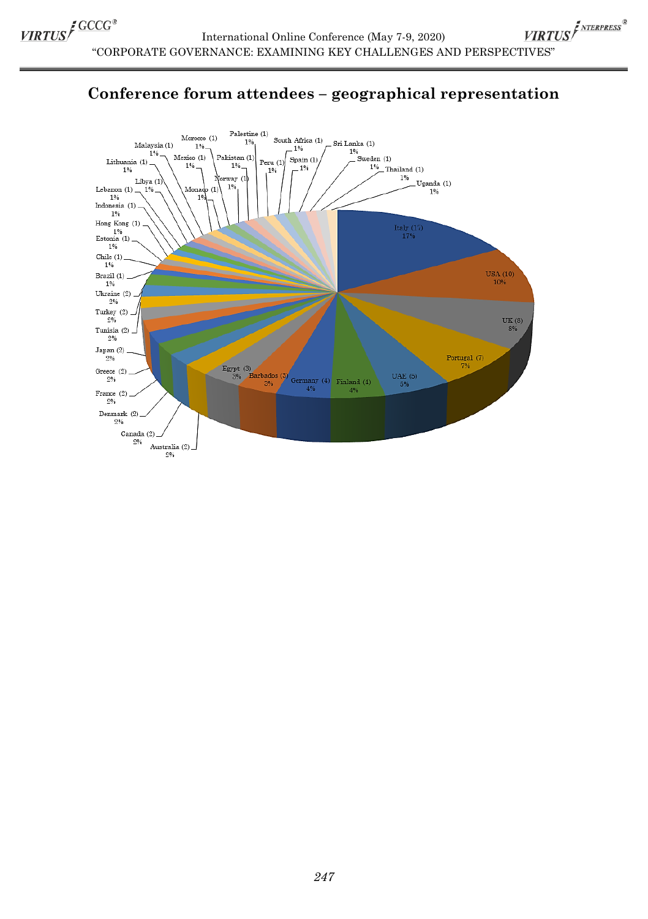# Conference forum attendees – geographical representation

| Country | Attendees | Share |
| --- | --- | --- |
| Italy | 17 | 17% |
| USA | 10 | 10% |
| UK | 8 | 8% |
| Portugal | 7 | 7% |
| UAE | 5 | 5% |
| Finland | 4 | 4% |
| Germany | 4 | 4% |
| Barbados | 3 | 3% |
| Egypt | 3 | 3% |
| Australia | 2 | 2% |
| Canada | 2 | 2% |
| Denmark | 2 | 2% |
| France | 2 | 2% |
| Greece | 2 | 2% |
| Japan | 2 | 2% |
| Tunisia | 2 | 2% |
| Turkey | 2 | 2% |
| Ukraine | 2 | 2% |
| Brazil | 1 | 1% |
| Chile | 1 | 1% |
| Estonia | 1 | 1% |
| Hong Kong | 1 | 1% |
| Indonesia | 1 | 1% |
| Lebanon | 1 | 1% |
| Libya | 1 | 1% |
| Lithuania | 1 | 1% |
| Malaysia | 1 | 1% |
| Mexico | 1 | 1% |
| Monaco | 1 | 1% |
| Morocco | 1 | 1% |
| Norway | 1 | 1% |
| Pakistan | 1 | 1% |
| Palestine | 1 | 1% |
| Peru | 1 | 1% |
| South Africa | 1 | 1% |
| Spain | 1 | 1% |
| Sri Lanka | 1 | 1% |
| Sweden | 1 | 1% |
| Thailand | 1 | 1% |
| Uganda | 1 | 1% |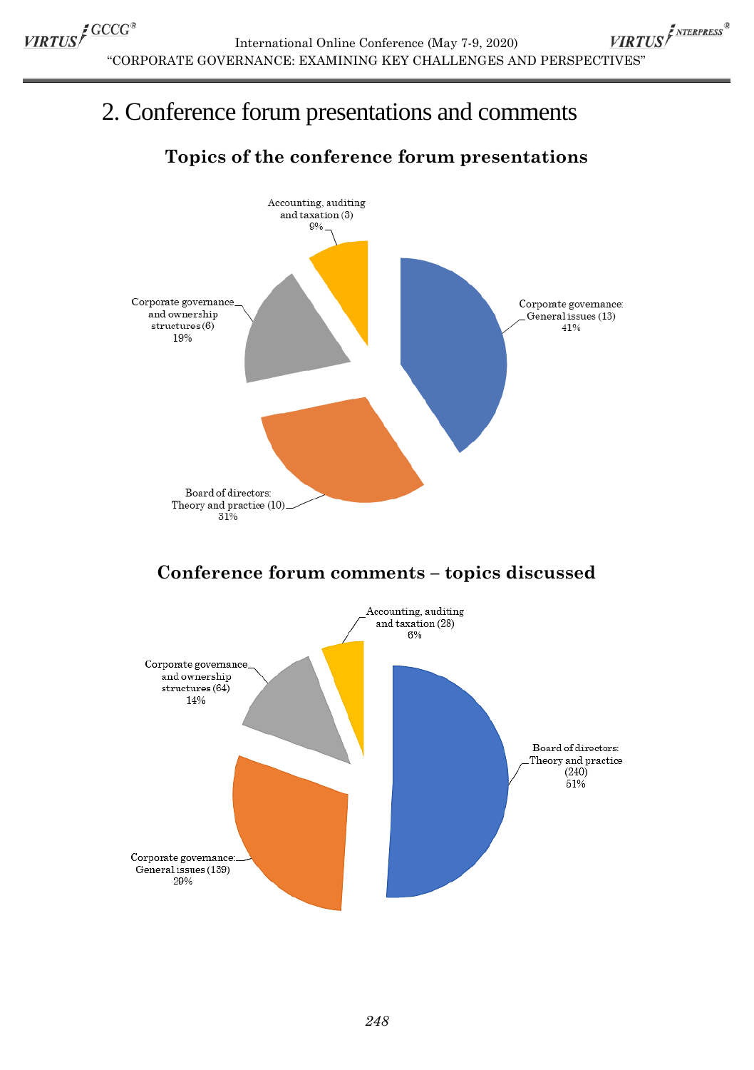# 2. Conference forum presentations and comments

## Topics of the conference forum presentations

Accounting, auditing and taxation (3) 9%

Corporate governance: General issues (13) 41%

Corporate governance and ownership structures (6) 19%

Board of directors: Theory and practice (10) 31%

## Conference forum comments – topics discussed

Accounting, auditing and taxation (28) 6%

Corporate governance and ownership structures (64) 14%

Board of directors: Theory and practice (240) 51%

Corporate governance: General issues (139) 29%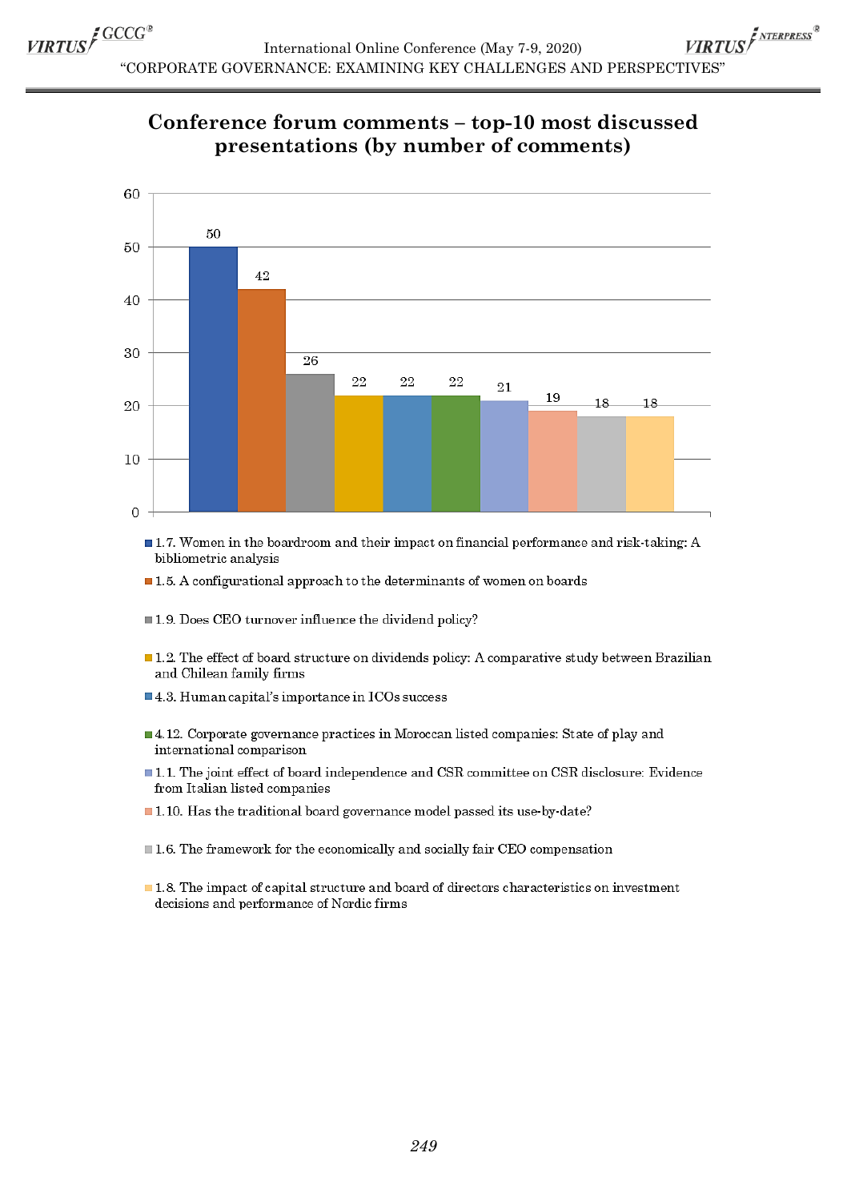## Conference forum comments – top-10 most discussed presentations (by number of comments)

| Presentation | Number of comments |
|---|---|
| 1.7. Women in the boardroom and their impact on financial performance and risk-taking: A bibliometric analysis | 50 |
| 1.5. A configurational approach to the determinants of women on boards | 42 |
| 1.9. Does CEO turnover influence the dividend policy? | 26 |
| 1.2. The effect of board structure on dividends policy: A comparative study between Brazilian and Chilean family firms | 22 |
| 4.3. Human capital's importance in ICOs success | 22 |
| 4.12. Corporate governance practices in Moroccan listed companies: State of play and international comparison | 22 |
| 1.1. The joint effect of board independence and CSR committee on CSR disclosure: Evidence from Italian listed companies | 21 |
| 1.10. Has the traditional board governance model passed its use-by-date? | 19 |
| 1.6. The framework for the economically and socially fair CEO compensation | 18 |
| 1.8. The impact of capital structure and board of directors characteristics on investment decisions and performance of Nordic firms | 18 |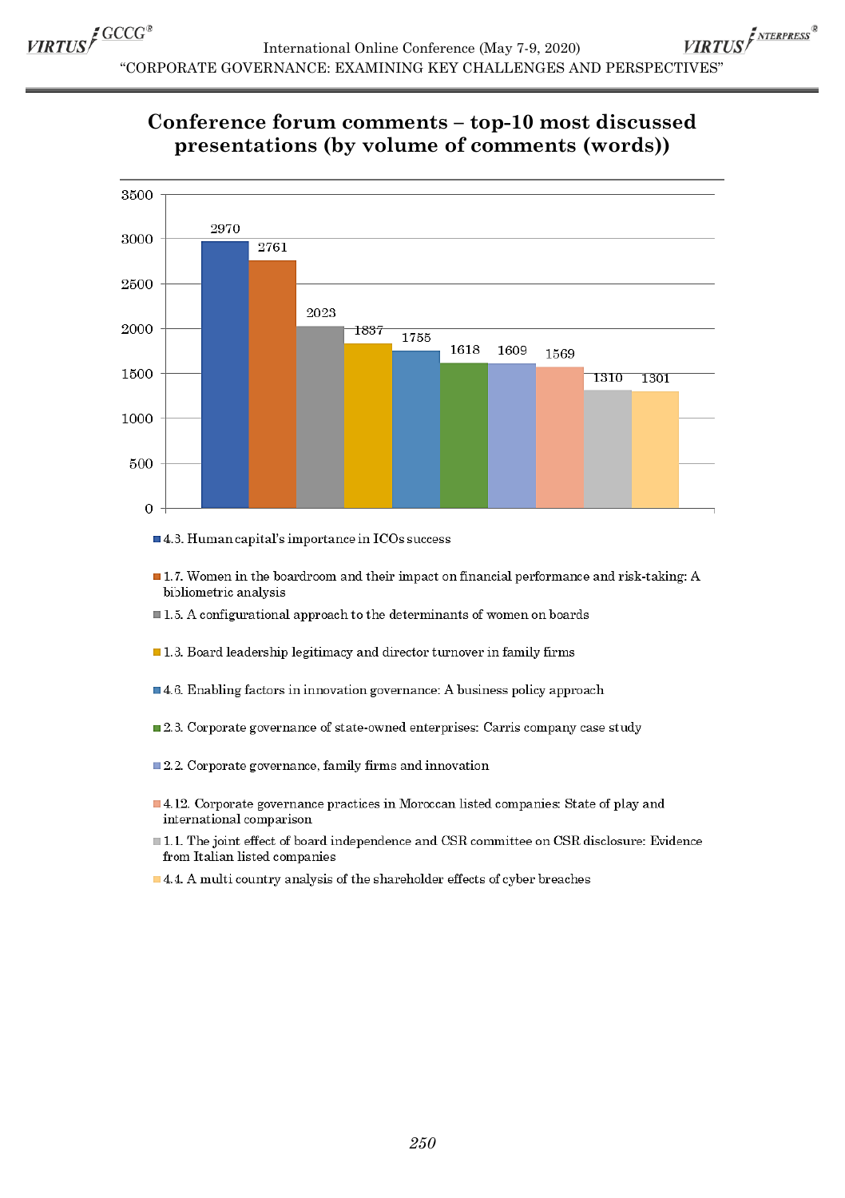## Conference forum comments – top-10 most discussed presentations (by volume of comments (words))

| Presentation | Volume of comments (words) |
| --- | --- |
| 4.3. Human capital's importance in ICOs success | 2970 |
| 1.7. Women in the boardroom and their impact on financial performance and risk-taking: A bibliometric analysis | 2761 |
| 1.5. A configurational approach to the determinants of women on boards | 2023 |
| 1.3. Board leadership legitimacy and director turnover in family firms | 1837 |
| 4.6. Enabling factors in innovation governance: A business policy approach | 1755 |
| 2.3. Corporate governance of state-owned enterprises: Carris company case study | 1618 |
| 2.2. Corporate governance, family firms and innovation | 1609 |
| 4.12. Corporate governance practices in Moroccan listed companies: State of play and international comparison | 1569 |
| 1.1. The joint effect of board independence and CSR committee on CSR disclosure: Evidence from Italian listed companies | 1310 |
| 4.4. A multi country analysis of the shareholder effects of cyber breaches | 1301 |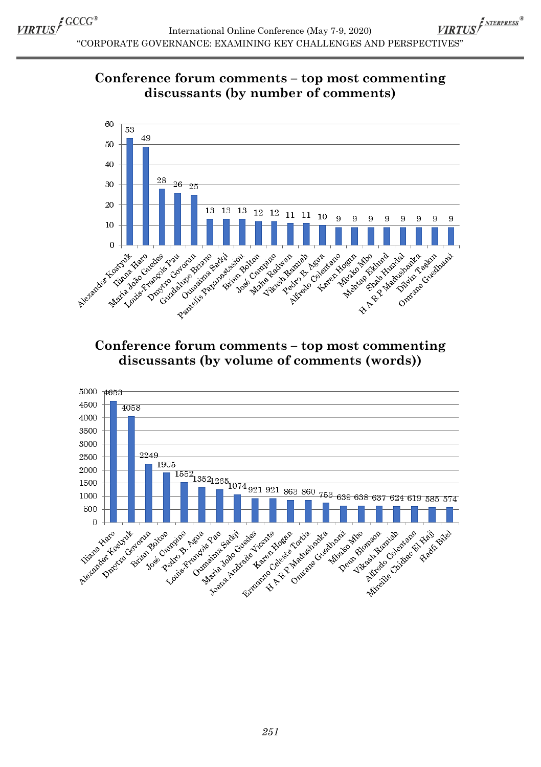## Conference forum comments – top most commenting discussants (by number of comments)

| Discussant | Number of comments |
|---|---|
| Alexander Kostyuk | 53 |
| Iliana Haro | 49 |
| Maria João Guedes | 28 |
| Louis-François Pau | 26 |
| Dmytro Govorun | 25 |
| Guadalupe Briano | 13 |
| Oumaima Sadqi | 13 |
| Pantelis Papanastasiou | 13 |
| Brian Bolton | 12 |
| José Campino | 12 |
| Maha Radwan | 11 |
| Vikash Ramiah | 11 |
| Pedro B. Agua | 10 |
| Alfredo Celentano | 9 |
| Karen Hogan | 9 |
| Mbako Mbo | 9 |
| Mehtap Eklund | 9 |
| Shab Hundal | 9 |
| H A R P Madushanka | 9 |
| Dilvin Taşkın | 9 |
| Omrane Guedhami | 9 |

## Conference forum comments – top most commenting discussants (by volume of comments (words))

| Discussant | Volume of comments (words) |
|---|---|
| Iliana Haro | 4653 |
| Alexander Kostyuk | 4058 |
| Dmytro Govorun | 2249 |
| Brian Bolton | 1905 |
| José Campino | 1552 |
| Pedro B. Agua | 1352 |
| Louis-François Pau | 1265 |
| Oumaima Sadqi | 1074 |
| Maria João Guedes | 921 |
| Joana Andrade Vicente | 921 |
| Karen Hogan | 863 |
| Ermanno Celeste Tortia | 860 |
| H A R P Madushanka | 753 |
| Omrane Guedhami | 639 |
| Mbako Mbo | 638 |
| Dean Blomson | 637 |
| Vikash Ramiah | 624 |
| Alfredo Celentano | 619 |
| Mireille Chidiac El Hajj | 585 |
| Hadfi Bilel | 574 |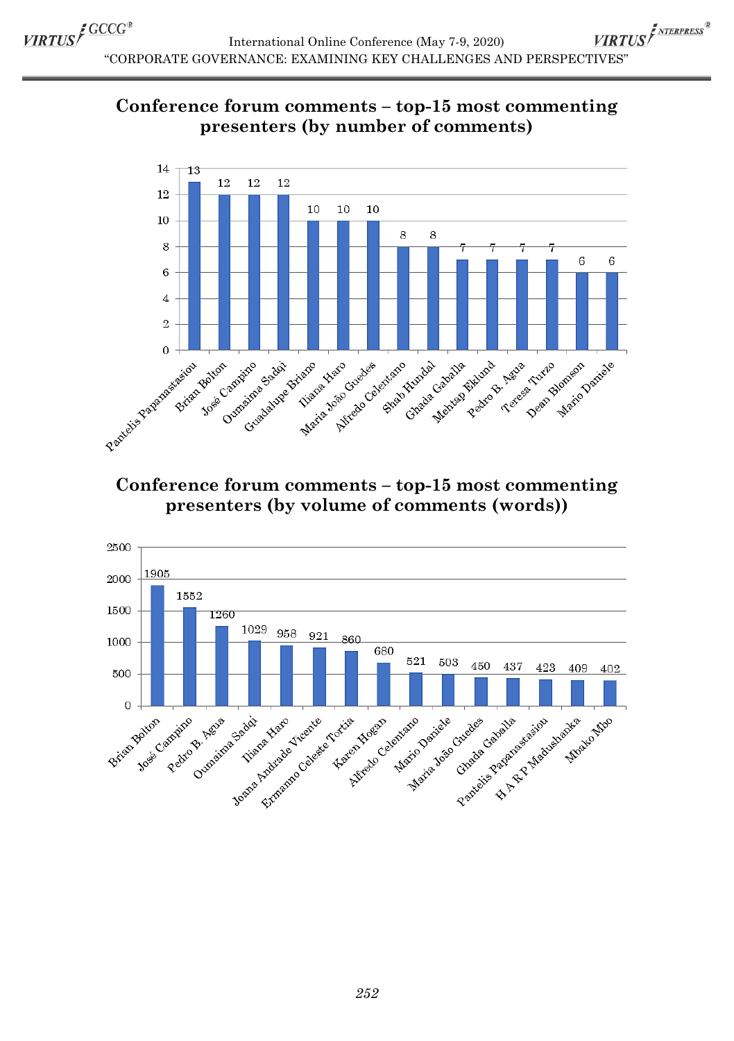## Conference forum comments – top-15 most commenting presenters (by number of comments)

14
12
10
8
6
4
2
0

13 12 12 12 10 10 10 8 8 7 7 7 7 6 6

Pantelis Papanastasiou, Brian Bolton, José Campino, Oumaima Sadqi, Guadalupe Briano, Iliana Haro, Maria João Guedes, Alfredo Celentano, Shab Hundal, Ghada Gaballa, Mehtap Eklund, Pedro B. Agua, Teresa Turzo, Dean Blomson, Mario Daniele

## Conference forum comments – top-15 most commenting presenters (by volume of comments (words))

2500
2000
1500
1000
500
0

1905 1552 1260 1029 958 921 860 680 521 503 450 437 423 409 402

Brian Bolton, José Campino, Pedro B. Agua, Oumaima Sadqi, Iliana Haro, Joana Andrade Vicente, Ermanno Celeste Tortia, Karen Hogan, Alfredo Celentano, Mario Daniele, Maria João Guedes, Ghada Gaballa, Pantelis Papanastasiou, H A R P Madushanka, Mbako Mbo